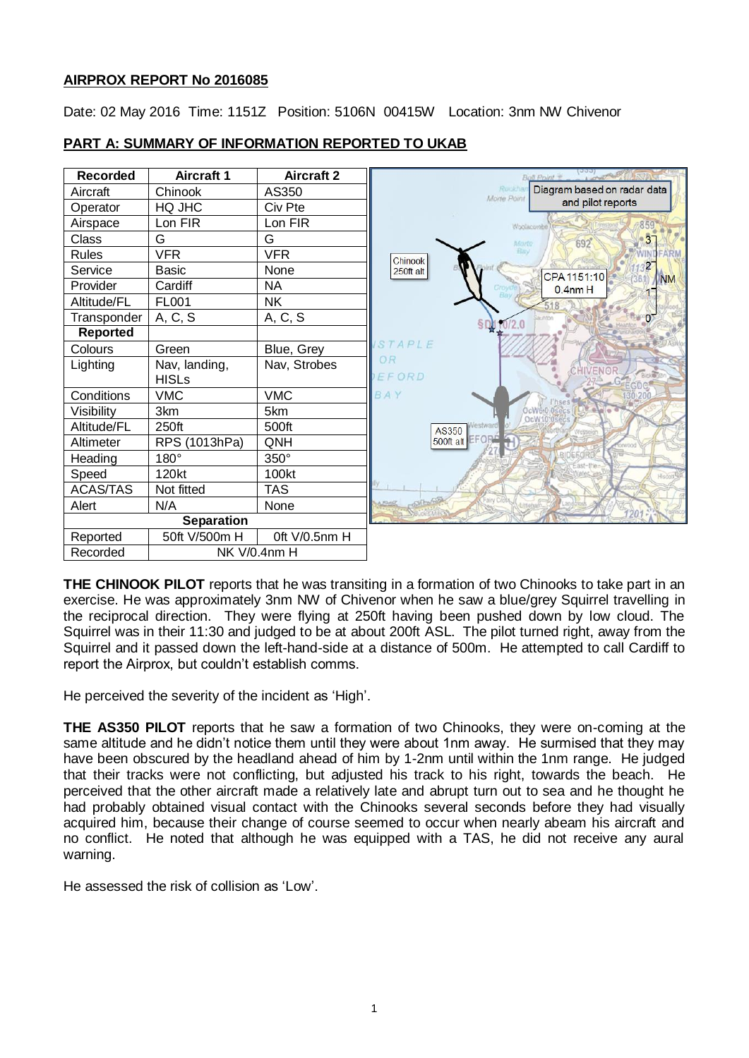**AIRPROX REPORT No 2016085**

Date: 02 May 2016 Time: 1151Z Position: 5106N 00415W Location: 3nm NW Chivenor

**PART A: SUMMARY OF INFORMATION REPORTED TO UKAB**

| Recorded | Aircraft 1 | Aircraft 2 |
|---|---|---|
| Aircraft | Chinook | AS350 |
| Operator | HQ JHC | Civ Pte |
| Airspace | Lon FIR | Lon FIR |
| Class | G | G |
| Rules | VFR | VFR |
| Service | Basic | None |
| Provider | Cardiff | NA |
| Altitude/FL | FL001 | NK |
| Transponder | A, C, S | A, C, S |
| **Reported** | | |
| Colours | Green | Blue, Grey |
| Lighting | Nav, landing, HISLs | Nav, Strobes |
| Conditions | VMC | VMC |
| Visibility | 3km | 5km |
| Altitude/FL | 250ft | 500ft |
| Altimeter | RPS (1013hPa) | QNH |
| Heading | 180° | 350° |
| Speed | 120kt | 100kt |
| ACAS/TAS | Not fitted | TAS |
| Alert | N/A | None |
| **Separation** | | |
| Reported | 50ft V/500m H | 0ft V/0.5nm H |
| Recorded | NK V/0.4nm H | |

Diagram based on radar data and pilot reports

**THE CHINOOK PILOT** reports that he was transiting in a formation of two Chinooks to take part in an exercise. He was approximately 3nm NW of Chivenor when he saw a blue/grey Squirrel travelling in the reciprocal direction. They were flying at 250ft having been pushed down by low cloud. The Squirrel was in their 11:30 and judged to be at about 200ft ASL. The pilot turned right, away from the Squirrel and it passed down the left-hand-side at a distance of 500m. He attempted to call Cardiff to report the Airprox, but couldn't establish comms.

He perceived the severity of the incident as 'High'.

**THE AS350 PILOT** reports that he saw a formation of two Chinooks, they were on-coming at the same altitude and he didn't notice them until they were about 1nm away. He surmised that they may have been obscured by the headland ahead of him by 1-2nm until within the 1nm range. He judged that their tracks were not conflicting, but adjusted his track to his right, towards the beach. He perceived that the other aircraft made a relatively late and abrupt turn out to sea and he thought he had probably obtained visual contact with the Chinooks several seconds before they had visually acquired him, because their change of course seemed to occur when nearly abeam his aircraft and no conflict. He noted that although he was equipped with a TAS, he did not receive any aural warning.

He assessed the risk of collision as 'Low'.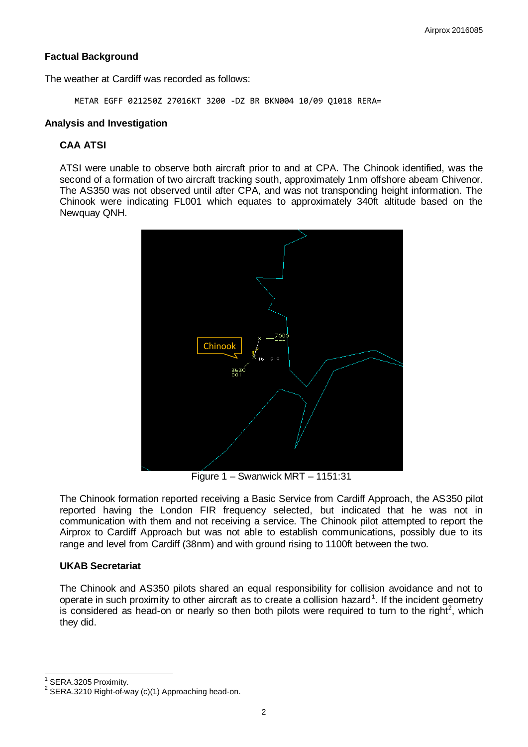## Factual Background

The weather at Cardiff was recorded as follows:

```
METAR EGFF 021250Z 27016KT 3200 -DZ BR BKN004 10/09 Q1018 RERA=
```

## Analysis and Investigation

### CAA ATSI

ATSI were unable to observe both aircraft prior to and at CPA. The Chinook identified, was the second of a formation of two aircraft tracking south, approximately 1nm offshore abeam Chivenor. The AS350 was not observed until after CPA, and was not transponding height information. The Chinook were indicating FL001 which equates to approximately 340ft altitude based on the Newquay QNH.

Figure 1 – Swanwick MRT – 1151:31

The Chinook formation reported receiving a Basic Service from Cardiff Approach, the AS350 pilot reported having the London FIR frequency selected, but indicated that he was not in communication with them and not receiving a service. The Chinook pilot attempted to report the Airprox to Cardiff Approach but was not able to establish communications, possibly due to its range and level from Cardiff (38nm) and with ground rising to 1100ft between the two.

### UKAB Secretariat

The Chinook and AS350 pilots shared an equal responsibility for collision avoidance and not to operate in such proximity to other aircraft as to create a collision hazard[1]. If the incident geometry is considered as head-on or nearly so then both pilots were required to turn to the right[2], which they did.

[1] SERA.3205 Proximity.

[2] SERA.3210 Right-of-way (c)(1) Approaching head-on.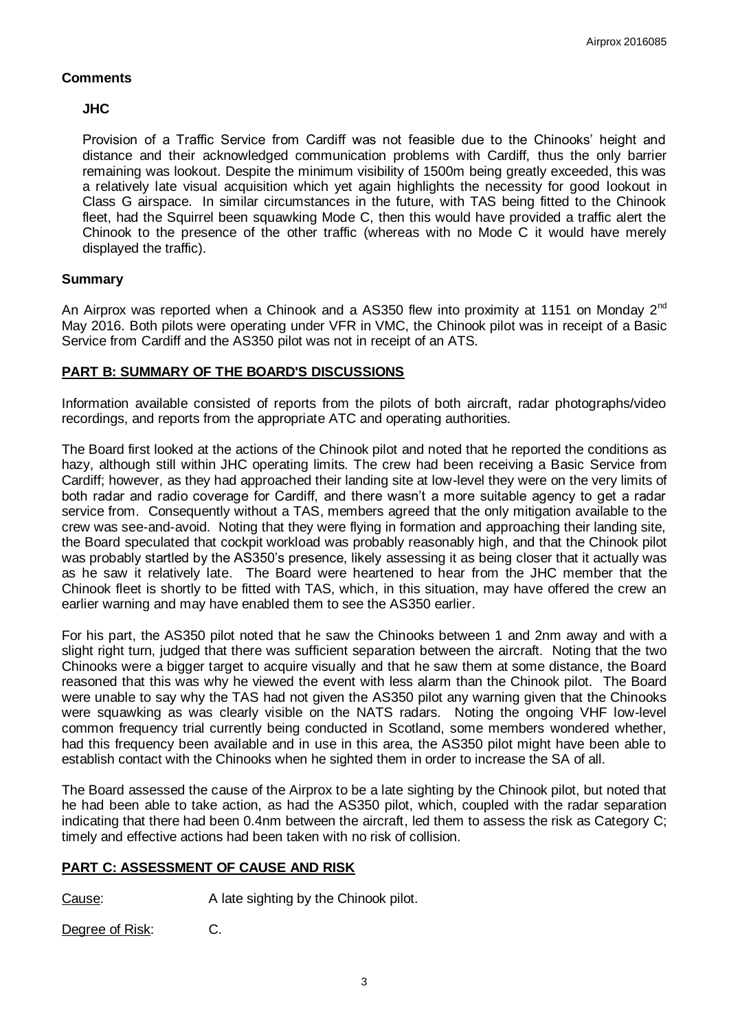## Comments

### JHC

Provision of a Traffic Service from Cardiff was not feasible due to the Chinooks' height and distance and their acknowledged communication problems with Cardiff, thus the only barrier remaining was lookout. Despite the minimum visibility of 1500m being greatly exceeded, this was a relatively late visual acquisition which yet again highlights the necessity for good lookout in Class G airspace. In similar circumstances in the future, with TAS being fitted to the Chinook fleet, had the Squirrel been squawking Mode C, then this would have provided a traffic alert the Chinook to the presence of the other traffic (whereas with no Mode C it would have merely displayed the traffic).

## Summary

An Airprox was reported when a Chinook and a AS350 flew into proximity at 1151 on Monday 2nd May 2016. Both pilots were operating under VFR in VMC, the Chinook pilot was in receipt of a Basic Service from Cardiff and the AS350 pilot was not in receipt of an ATS.

## PART B: SUMMARY OF THE BOARD'S DISCUSSIONS

Information available consisted of reports from the pilots of both aircraft, radar photographs/video recordings, and reports from the appropriate ATC and operating authorities.

The Board first looked at the actions of the Chinook pilot and noted that he reported the conditions as hazy, although still within JHC operating limits. The crew had been receiving a Basic Service from Cardiff; however, as they had approached their landing site at low-level they were on the very limits of both radar and radio coverage for Cardiff, and there wasn't a more suitable agency to get a radar service from. Consequently without a TAS, members agreed that the only mitigation available to the crew was see-and-avoid. Noting that they were flying in formation and approaching their landing site, the Board speculated that cockpit workload was probably reasonably high, and that the Chinook pilot was probably startled by the AS350's presence, likely assessing it as being closer that it actually was as he saw it relatively late. The Board were heartened to hear from the JHC member that the Chinook fleet is shortly to be fitted with TAS, which, in this situation, may have offered the crew an earlier warning and may have enabled them to see the AS350 earlier.

For his part, the AS350 pilot noted that he saw the Chinooks between 1 and 2nm away and with a slight right turn, judged that there was sufficient separation between the aircraft. Noting that the two Chinooks were a bigger target to acquire visually and that he saw them at some distance, the Board reasoned that this was why he viewed the event with less alarm than the Chinook pilot. The Board were unable to say why the TAS had not given the AS350 pilot any warning given that the Chinooks were squawking as was clearly visible on the NATS radars. Noting the ongoing VHF low-level common frequency trial currently being conducted in Scotland, some members wondered whether, had this frequency been available and in use in this area, the AS350 pilot might have been able to establish contact with the Chinooks when he sighted them in order to increase the SA of all.

The Board assessed the cause of the Airprox to be a late sighting by the Chinook pilot, but noted that he had been able to take action, as had the AS350 pilot, which, coupled with the radar separation indicating that there had been 0.4nm between the aircraft, led them to assess the risk as Category C; timely and effective actions had been taken with no risk of collision.

## PART C: ASSESSMENT OF CAUSE AND RISK

Cause: A late sighting by the Chinook pilot.

Degree of Risk: C.